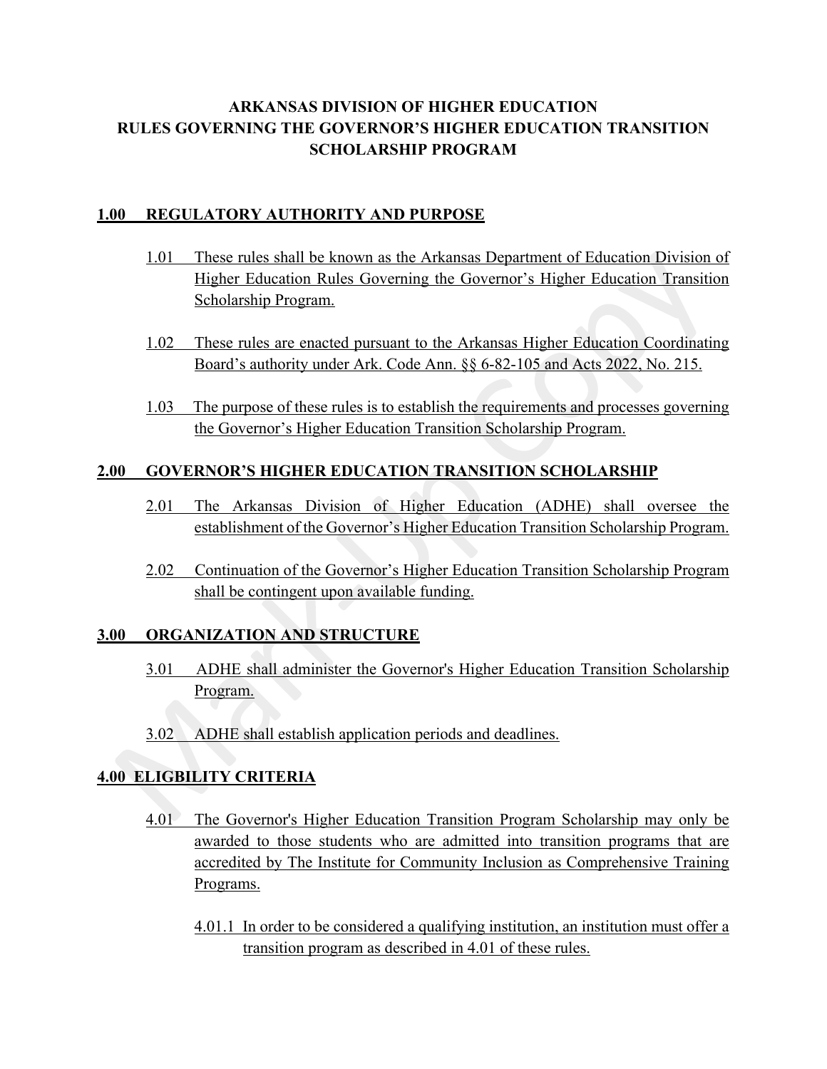# ARKANSAS DIVISION OF HIGHER EDUCATION
# RULES GOVERNING THE GOVERNOR'S HIGHER EDUCATION TRANSITION SCHOLARSHIP PROGRAM

## 1.00 REGULATORY AUTHORITY AND PURPOSE

1.01 These rules shall be known as the Arkansas Department of Education Division of Higher Education Rules Governing the Governor's Higher Education Transition Scholarship Program.

1.02 These rules are enacted pursuant to the Arkansas Higher Education Coordinating Board's authority under Ark. Code Ann. §§ 6-82-105 and Acts 2022, No. 215.

1.03 The purpose of these rules is to establish the requirements and processes governing the Governor's Higher Education Transition Scholarship Program.

## 2.00 GOVERNOR'S HIGHER EDUCATION TRANSITION SCHOLARSHIP

2.01 The Arkansas Division of Higher Education (ADHE) shall oversee the establishment of the Governor's Higher Education Transition Scholarship Program.

2.02 Continuation of the Governor's Higher Education Transition Scholarship Program shall be contingent upon available funding.

## 3.00 ORGANIZATION AND STRUCTURE

3.01 ADHE shall administer the Governor's Higher Education Transition Scholarship Program.

3.02 ADHE shall establish application periods and deadlines.

## 4.00 ELIGBILITY CRITERIA

4.01 The Governor's Higher Education Transition Program Scholarship may only be awarded to those students who are admitted into transition programs that are accredited by The Institute for Community Inclusion as Comprehensive Training Programs.

4.01.1 In order to be considered a qualifying institution, an institution must offer a transition program as described in 4.01 of these rules.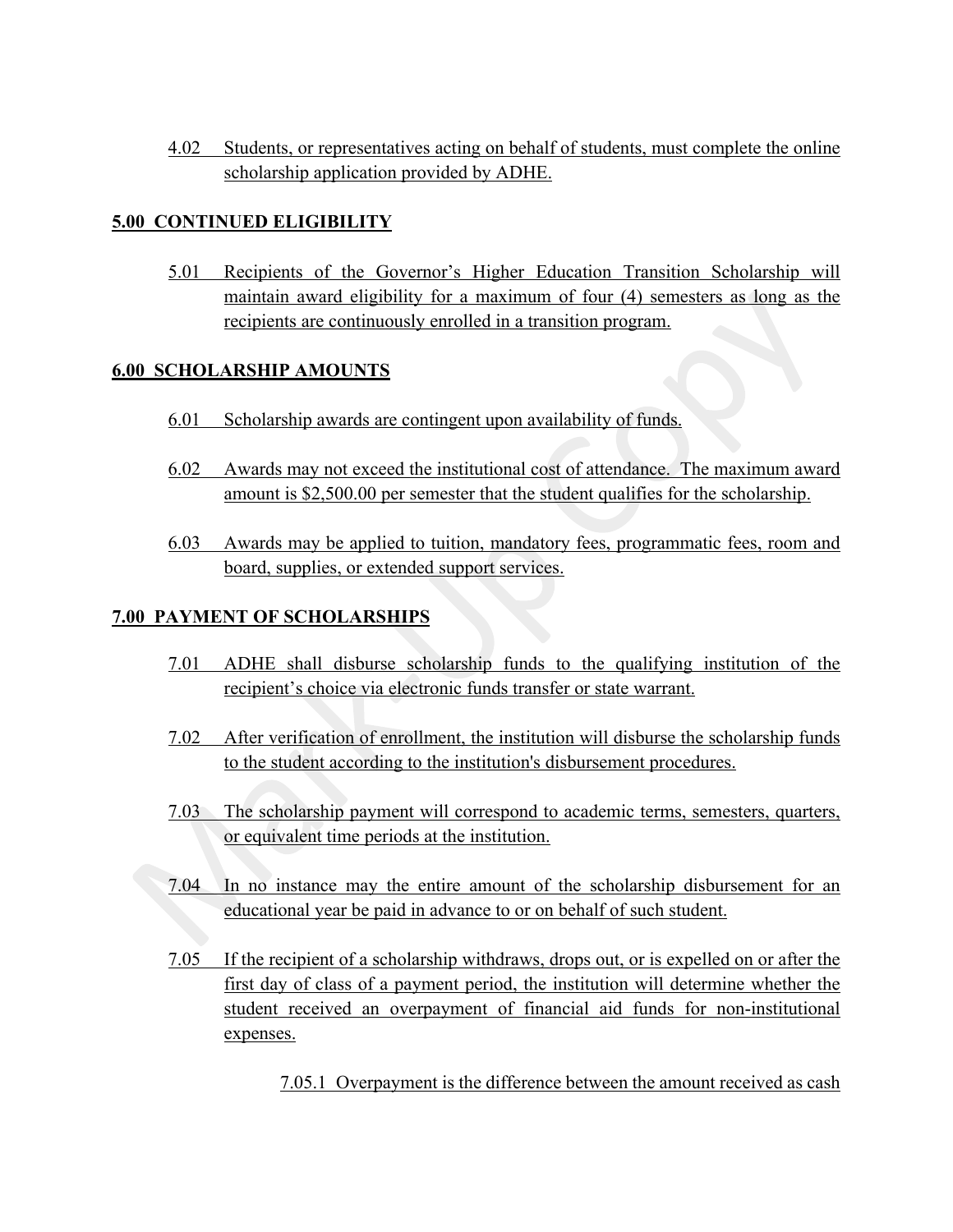4.02 Students, or representatives acting on behalf of students, must complete the online scholarship application provided by ADHE.

## 5.00 CONTINUED ELIGIBILITY

5.01 Recipients of the Governor's Higher Education Transition Scholarship will maintain award eligibility for a maximum of four (4) semesters as long as the recipients are continuously enrolled in a transition program.

## 6.00 SCHOLARSHIP AMOUNTS

6.01 Scholarship awards are contingent upon availability of funds.

6.02 Awards may not exceed the institutional cost of attendance. The maximum award amount is $2,500.00 per semester that the student qualifies for the scholarship.

6.03 Awards may be applied to tuition, mandatory fees, programmatic fees, room and board, supplies, or extended support services.

## 7.00 PAYMENT OF SCHOLARSHIPS

7.01 ADHE shall disburse scholarship funds to the qualifying institution of the recipient's choice via electronic funds transfer or state warrant.

7.02 After verification of enrollment, the institution will disburse the scholarship funds to the student according to the institution's disbursement procedures.

7.03 The scholarship payment will correspond to academic terms, semesters, quarters, or equivalent time periods at the institution.

7.04 In no instance may the entire amount of the scholarship disbursement for an educational year be paid in advance to or on behalf of such student.

7.05 If the recipient of a scholarship withdraws, drops out, or is expelled on or after the first day of class of a payment period, the institution will determine whether the student received an overpayment of financial aid funds for non-institutional expenses.

7.05.1 Overpayment is the difference between the amount received as cash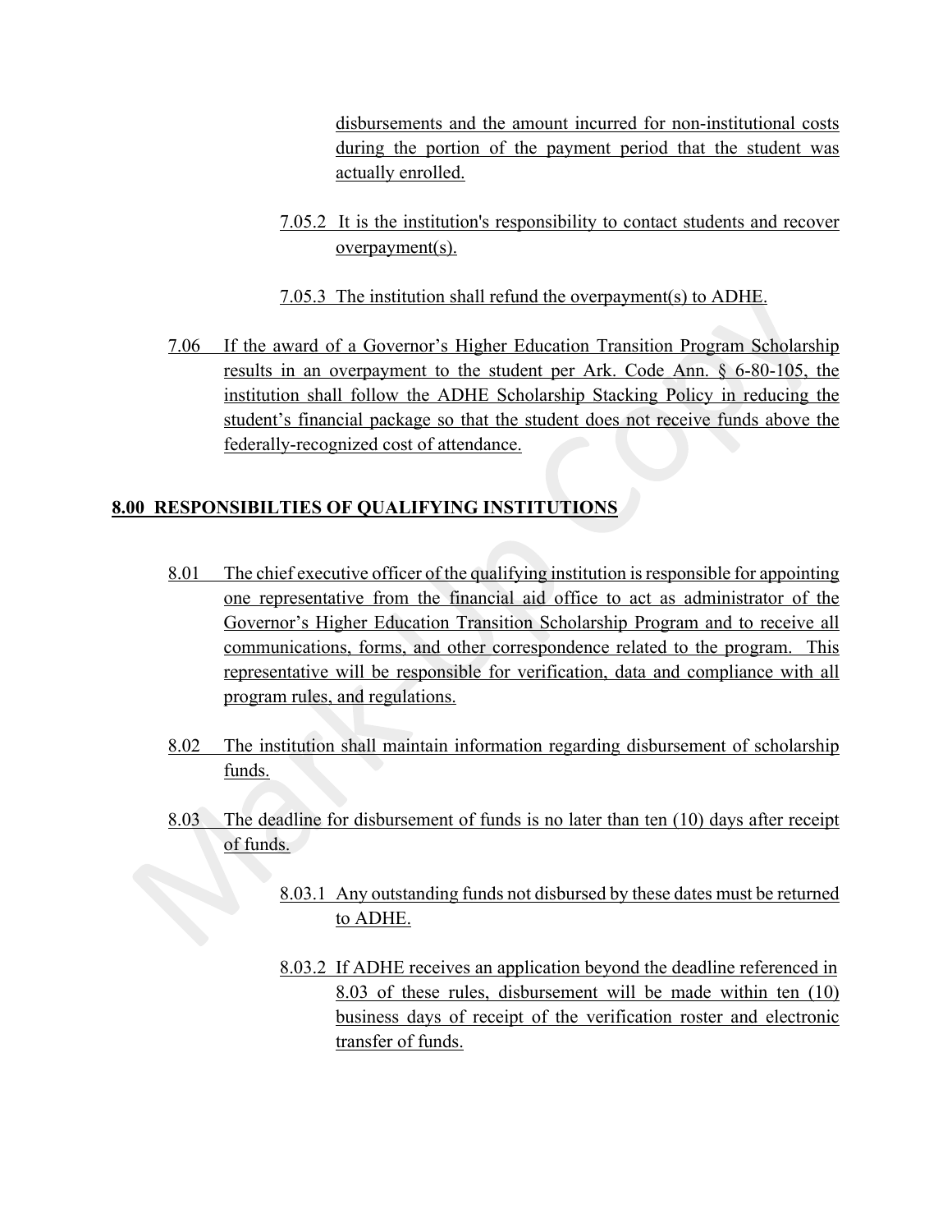disbursements and the amount incurred for non-institutional costs during the portion of the payment period that the student was actually enrolled.

7.05.2 It is the institution's responsibility to contact students and recover overpayment(s).

7.05.3 The institution shall refund the overpayment(s) to ADHE.

7.06 If the award of a Governor's Higher Education Transition Program Scholarship results in an overpayment to the student per Ark. Code Ann. § 6-80-105, the institution shall follow the ADHE Scholarship Stacking Policy in reducing the student's financial package so that the student does not receive funds above the federally-recognized cost of attendance.

## 8.00 RESPONSIBILTIES OF QUALIFYING INSTITUTIONS

8.01 The chief executive officer of the qualifying institution is responsible for appointing one representative from the financial aid office to act as administrator of the Governor's Higher Education Transition Scholarship Program and to receive all communications, forms, and other correspondence related to the program. This representative will be responsible for verification, data and compliance with all program rules, and regulations.

8.02 The institution shall maintain information regarding disbursement of scholarship funds.

8.03 The deadline for disbursement of funds is no later than ten (10) days after receipt of funds.

8.03.1 Any outstanding funds not disbursed by these dates must be returned to ADHE.

8.03.2 If ADHE receives an application beyond the deadline referenced in 8.03 of these rules, disbursement will be made within ten (10) business days of receipt of the verification roster and electronic transfer of funds.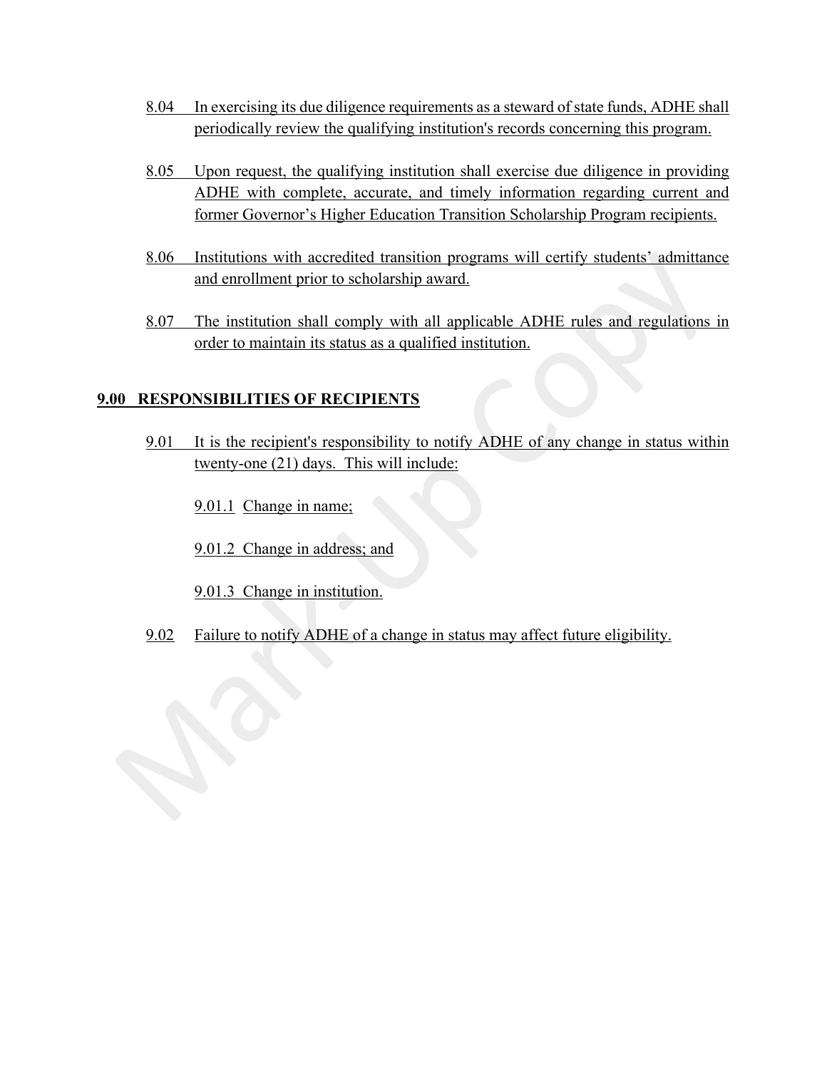8.04 In exercising its due diligence requirements as a steward of state funds, ADHE shall periodically review the qualifying institution's records concerning this program.

8.05 Upon request, the qualifying institution shall exercise due diligence in providing ADHE with complete, accurate, and timely information regarding current and former Governor's Higher Education Transition Scholarship Program recipients.

8.06 Institutions with accredited transition programs will certify students' admittance and enrollment prior to scholarship award.

8.07 The institution shall comply with all applicable ADHE rules and regulations in order to maintain its status as a qualified institution.

## 9.00 RESPONSIBILITIES OF RECIPIENTS

9.01 It is the recipient's responsibility to notify ADHE of any change in status within twenty-one (21) days. This will include:

9.01.1 Change in name;

9.01.2 Change in address; and

9.01.3 Change in institution.

9.02 Failure to notify ADHE of a change in status may affect future eligibility.